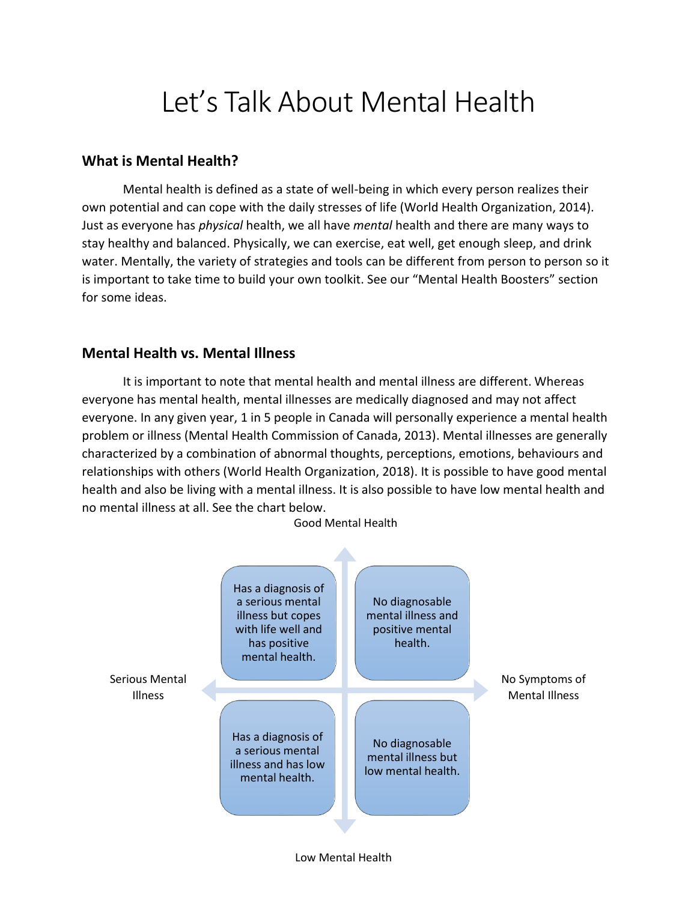# Let's Talk About Mental Health

## What is Mental Health?

Mental health is defined as a state of well-being in which every person realizes their own potential and can cope with the daily stresses of life (World Health Organization, 2014). Just as everyone has *physical* health, we all have *mental* health and there are many ways to stay healthy and balanced. Physically, we can exercise, eat well, get enough sleep, and drink water. Mentally, the variety of strategies and tools can be different from person to person so it is important to take time to build your own toolkit. See our "Mental Health Boosters" section for some ideas.

## Mental Health vs. Mental Illness

It is important to note that mental health and mental illness are different. Whereas everyone has mental health, mental illnesses are medically diagnosed and may not affect everyone. In any given year, 1 in 5 people in Canada will personally experience a mental health problem or illness (Mental Health Commission of Canada, 2013). Mental illnesses are generally characterized by a combination of abnormal thoughts, perceptions, emotions, behaviours and relationships with others (World Health Organization, 2018). It is possible to have good mental health and also be living with a mental illness. It is also possible to have low mental health and no mental illness at all. See the chart below.

Good Mental Health

| Serious Mental Illness ← | → No Symptoms of Mental Illness |
|---|---|
| Has a diagnosis of a serious mental illness but copes with life well and has positive mental health. | No diagnosable mental illness and positive mental health. |
| Has a diagnosis of a serious mental illness and has low mental health. | No diagnosable mental illness but low mental health. |

Low Mental Health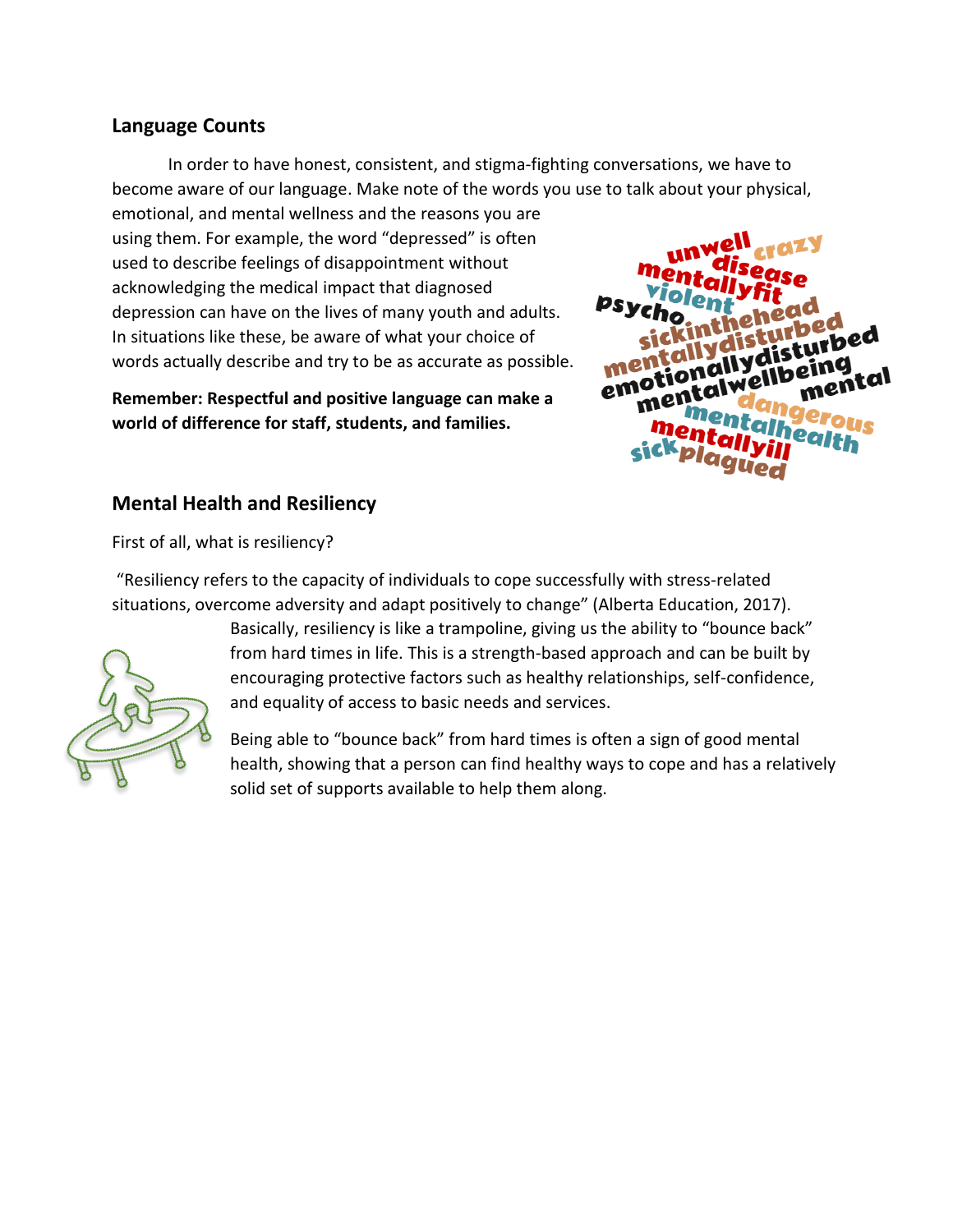## Language Counts

In order to have honest, consistent, and stigma-fighting conversations, we have to become aware of our language. Make note of the words you use to talk about your physical, emotional, and mental wellness and the reasons you are using them. For example, the word "depressed" is often used to describe feelings of disappointment without acknowledging the medical impact that diagnosed depression can have on the lives of many youth and adults. In situations like these, be aware of what your choice of words actually describe and try to be as accurate as possible.

**Remember: Respectful and positive language can make a world of difference for staff, students, and families.**

## Mental Health and Resiliency

First of all, what is resiliency?

"Resiliency refers to the capacity of individuals to cope successfully with stress-related situations, overcome adversity and adapt positively to change" (Alberta Education, 2017). Basically, resiliency is like a trampoline, giving us the ability to "bounce back" from hard times in life. This is a strength-based approach and can be built by encouraging protective factors such as healthy relationships, self-confidence, and equality of access to basic needs and services.

Being able to "bounce back" from hard times is often a sign of good mental health, showing that a person can find healthy ways to cope and has a relatively solid set of supports available to help them along.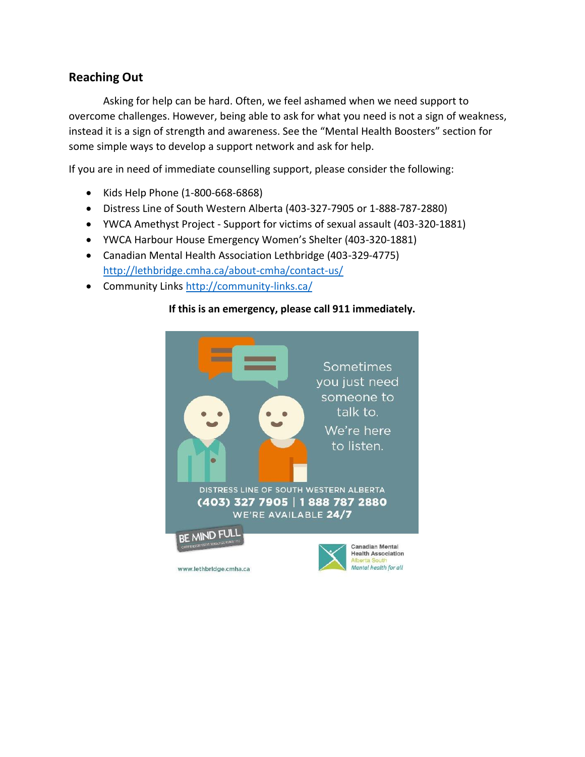## Reaching Out

Asking for help can be hard. Often, we feel ashamed when we need support to overcome challenges. However, being able to ask for what you need is not a sign of weakness, instead it is a sign of strength and awareness. See the "Mental Health Boosters" section for some simple ways to develop a support network and ask for help.

If you are in need of immediate counselling support, please consider the following:

- Kids Help Phone (1-800-668-6868)
- Distress Line of South Western Alberta (403-327-7905 or 1-888-787-2880)
- YWCA Amethyst Project - Support for victims of sexual assault (403-320-1881)
- YWCA Harbour House Emergency Women's Shelter (403-320-1881)
- Canadian Mental Health Association Lethbridge (403-329-4775) http://lethbridge.cmha.ca/about-cmha/contact-us/
- Community Links http://community-links.ca/

**If this is an emergency, please call 911 immediately.**

Sometimes you just need someone to talk to.

We're here to listen.

DISTRESS LINE OF SOUTH WESTERN ALBERTA

**(403) 327 7905 | 1 888 787 2880**

WE'RE AVAILABLE **24/7**

BE MIND FULL

www.lethbridge.cmha.ca

Canadian Mental Health Association
Alberta South
*Mental health for all*